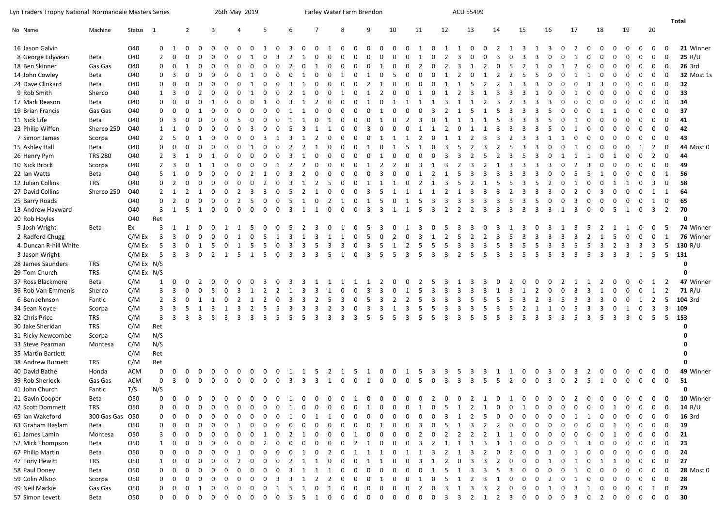Lyn Traders Trophy National Normandale Masters Series    26th May 2019    Farley Water Farm Brendon    ACU 55499

| No | Name | Machine | Status | 1 | | 2 | | 3 | | 4 | | 5 | | 6 | | 7 | | 8 | | 9 | | 10 | | 11 | | 12 | | 13 | | 14 | | 15 | | 16 | | 17 | | 18 | | 19 | | 20 | | Total | |
|---|---|---|---|---|---|---|---|---|---|---|---|---|---|---|---|---|---|---|---|---|---|---|---|---|---|---|---|---|---|---|---|---|---|---|---|---|---|---|---|---|---|---|---|---|---|
| 16 | Jason Galvin | | O40 | 0 | 1 | 0 | 0 | 0 | 0 | 0 | 0 | 1 | 0 | 3 | 0 | 0 | 1 | 0 | 0 | 0 | 0 | 0 | 0 | 1 | 0 | 1 | 1 | 0 | 0 | 2 | 1 | 3 | 1 | 3 | 0 | 2 | 0 | 0 | 0 | 0 | 0 | 0 | 0 | 21 | Winner |
| 8 | George Edyvean | Beta | O40 | 2 | 0 | 0 | 0 | 0 | 0 | 0 | 1 | 0 | 3 | 2 | 1 | 0 | 0 | 0 | 0 | 0 | 0 | 0 | 0 | 0 | 1 | 0 | 2 | 3 | 0 | 3 | 0 | 3 | 3 | 0 | 0 | 1 | 0 | 0 | 0 | 0 | 0 | 0 | 0 | 25 | R/U |
| 18 | Ben Skinner | Gas Gas | O40 | 0 | 0 | 1 | 0 | 0 | 0 | 0 | 0 | 0 | 0 | 2 | 0 | 1 | 0 | 0 | 0 | 0 | 1 | 0 | 0 | 2 | 0 | 2 | 3 | 1 | 2 | 0 | 5 | 2 | 1 | 0 | 1 | 2 | 0 | 0 | 0 | 0 | 0 | 0 | 0 | 26 | 3rd |
| 14 | John Cowley | Beta | O40 | 0 | 3 | 0 | 0 | 0 | 0 | 0 | 1 | 0 | 0 | 0 | 1 | 0 | 0 | 1 | 0 | 1 | 0 | 5 | 0 | 0 | 0 | 0 | 1 | 2 | 0 | 1 | 2 | 2 | 5 | 5 | 0 | 0 | 1 | 1 | 0 | 0 | 0 | 0 | 0 | 32 | Most 1s |
| 24 | Dave Clinkard | | O40 | 0 | 0 | 0 | 0 | 0 | 0 | 0 | 1 | 0 | 0 | 3 | 1 | 0 | 0 | 0 | 0 | 0 | 2 | 1 | 0 | 0 | 0 | 0 | 1 | 5 | 2 | 2 | 1 | 3 | 3 | 3 | 0 | 0 | 0 | 3 | 3 | 0 | 0 | 0 | 0 | 32 | |
| 9 | Rob Smith | Sherco | O40 | 1 | 3 | 0 | 2 | 0 | 0 | 0 | 1 | 0 | 0 | 2 | 1 | 0 | 0 | 1 | 0 | 1 | 2 | 0 | 0 | 1 | 0 | 1 | 2 | 3 | 1 | 3 | 3 | 3 | 1 | 0 | 0 | 1 | 0 | 0 | 0 | 0 | 0 | 0 | 0 | 33 | |
| 17 | Mark Reason | Beta | O40 | 0 | 0 | 0 | 0 | 1 | 0 | 0 | 0 | 1 | 0 | 3 | 1 | 2 | 0 | 0 | 0 | 1 | 0 | 1 | 1 | 1 | 1 | 3 | 1 | 1 | 2 | 3 | 2 | 3 | 3 | 3 | 0 | 0 | 0 | 0 | 0 | 0 | 0 | 0 | 0 | 34 | |
| 19 | Brian Francis | Gas Gas | O40 | 0 | 0 | 1 | 0 | 0 | 0 | 0 | 0 | 0 | 1 | 1 | 0 | 0 | 0 | 0 | 0 | 0 | 1 | 0 | 0 | 0 | 3 | 2 | 1 | 5 | 1 | 5 | 3 | 3 | 3 | 5 | 0 | 0 | 0 | 1 | 1 | 0 | 0 | 0 | 0 | 37 | |
| 11 | Nick Life | Beta | O40 | 0 | 3 | 0 | 0 | 0 | 0 | 5 | 0 | 0 | 0 | 1 | 1 | 0 | 1 | 0 | 0 | 0 | 1 | 0 | 2 | 3 | 0 | 1 | 1 | 1 | 1 | 5 | 3 | 3 | 3 | 5 | 0 | 1 | 0 | 0 | 0 | 0 | 0 | 0 | 0 | 41 | |
| 23 | Philip Wiffen | Sherco 250 | O40 | 1 | 1 | 0 | 0 | 0 | 0 | 0 | 3 | 0 | 0 | 5 | 3 | 1 | 1 | 0 | 0 | 3 | 0 | 0 | 0 | 1 | 1 | 2 | 0 | 1 | 1 | 3 | 3 | 3 | 3 | 5 | 0 | 1 | 0 | 0 | 0 | 0 | 0 | 0 | 0 | 42 | |
| 7 | Simon James | Scorpa | O40 | 2 | 5 | 0 | 1 | 0 | 0 | 0 | 0 | 3 | 1 | 3 | 1 | 2 | 0 | 0 | 0 | 0 | 1 | 1 | 1 | 2 | 0 | 1 | 1 | 2 | 3 | 3 | 2 | 3 | 3 | 1 | 1 | 0 | 0 | 0 | 0 | 0 | 0 | 0 | 0 | 43 | |
| 15 | Ashley Hall | Beta | O40 | 0 | 0 | 0 | 0 | 0 | 0 | 0 | 1 | 0 | 0 | 2 | 2 | 1 | 0 | 0 | 0 | 1 | 0 | 1 | 5 | 1 | 0 | 3 | 5 | 2 | 3 | 2 | 5 | 3 | 3 | 0 | 0 | 1 | 0 | 0 | 0 | 0 | 1 | 2 | 0 | 44 | Most 0 |
| 26 | Henry Pym | TRS 280 | O40 | 2 | 3 | 1 | 0 | 1 | 0 | 0 | 0 | 0 | 0 | 3 | 1 | 0 | 0 | 0 | 0 | 0 | 1 | 0 | 0 | 0 | 0 | 3 | 3 | 2 | 5 | 2 | 3 | 5 | 3 | 0 | 1 | 1 | 1 | 0 | 1 | 0 | 0 | 2 | 0 | 44 | |
| 10 | Nick Brock | Scorpa | O40 | 2 | 3 | 0 | 1 | 1 | 0 | 0 | 0 | 0 | 1 | 2 | 2 | 0 | 0 | 0 | 0 | 1 | 2 | 2 | 0 | 3 | 1 | 3 | 2 | 3 | 2 | 1 | 3 | 3 | 3 | 3 | 0 | 2 | 3 | 0 | 0 | 0 | 0 | 0 | 0 | 49 | |
| 22 | Ian Watts | Beta | O40 | 5 | 1 | 0 | 0 | 0 | 0 | 0 | 2 | 1 | 0 | 3 | 2 | 0 | 0 | 0 | 0 | 0 | 3 | 0 | 0 | 1 | 2 | 1 | 5 | 3 | 3 | 3 | 3 | 3 | 3 | 0 | 0 | 5 | 5 | 1 | 0 | 0 | 0 | 0 | 1 | 56 | |
| 12 | Julian Collins | TRS | O40 | 0 | 2 | 0 | 0 | 0 | 0 | 0 | 0 | 2 | 0 | 3 | 1 | 2 | 5 | 0 | 0 | 1 | 1 | 1 | 0 | 2 | 1 | 3 | 5 | 2 | 1 | 5 | 5 | 3 | 5 | 2 | 0 | 1 | 0 | 0 | 1 | 1 | 0 | 3 | 0 | 58 | |
| 27 | David Collins | Sherco 250 | O40 | 2 | 1 | 2 | 1 | 0 | 0 | 2 | 3 | 3 | 0 | 5 | 2 | 1 | 0 | 0 | 0 | 3 | 5 | 1 | 1 | 1 | 2 | 1 | 3 | 3 | 3 | 2 | 3 | 3 | 3 | 3 | 0 | 2 | 0 | 3 | 0 | 0 | 0 | 1 | 1 | 64 | |
| 25 | Barry Roads | | O40 | 0 | 2 | 0 | 0 | 0 | 2 | 5 | 0 | 0 | 0 | 5 | 1 | 0 | 2 | 1 | 0 | 1 | 5 | 0 | 1 | 5 | 3 | 3 | 3 | 3 | 3 | 3 | 5 | 3 | 5 | 0 | 0 | 3 | 0 | 0 | 0 | 0 | 0 | 1 | 0 | 65 | |
| 13 | Andrew Hayward | | O40 | 3 | 1 | 5 | 1 | 0 | 0 | 0 | 0 | 0 | 0 | 3 | 1 | 1 | 0 | 0 | 0 | 3 | 3 | 1 | 1 | 5 | 3 | 2 | 2 | 2 | 3 | 3 | 3 | 3 | 3 | 3 | 1 | 3 | 0 | 0 | 5 | 1 | 0 | 3 | 2 | 70 | |
| 20 | Rob Hoyles | | O40 | Ret | | | | | | | | | | | | | | | | | | | | | | | | | | | | | | | | | | | | | | | | 0 | |
| 5 | Josh Wright | Beta | Ex | 3 | 1 | 1 | 0 | 0 | 1 | 1 | 5 | 0 | 0 | 5 | 2 | 3 | 0 | 1 | 0 | 5 | 3 | 0 | 1 | 3 | 0 | 5 | 3 | 3 | 0 | 3 | 1 | 3 | 0 | 3 | 1 | 3 | 5 | 2 | 1 | 1 | 0 | 0 | 5 | 74 | Winner |
| 2 | Radford Chugg | | C/M Ex | 3 | 3 | 0 | 0 | 0 | 0 | 1 | 0 | 5 | 1 | 3 | 1 | 3 | 1 | 1 | 0 | 5 | 0 | 2 | 0 | 3 | 1 | 2 | 5 | 2 | 2 | 3 | 5 | 3 | 3 | 3 | 3 | 3 | 2 | 1 | 5 | 0 | 0 | 0 | 1 | 76 | Winner |
| 4 | Duncan R-hill White | | C/M Ex | 5 | 3 | 0 | 1 | 5 | 0 | 1 | 5 | 5 | 0 | 3 | 3 | 5 | 3 | 3 | 0 | 3 | 5 | 1 | 2 | 5 | 5 | 5 | 3 | 3 | 3 | 5 | 3 | 5 | 5 | 3 | 3 | 5 | 5 | 3 | 2 | 3 | 3 | 3 | 5 | 130 | R/U |
| 3 | Jason Wright | | C/M Ex | 5 | 3 | 3 | 0 | 2 | 1 | 5 | 1 | 5 | 0 | 3 | 3 | 3 | 5 | 1 | 0 | 3 | 5 | 5 | 3 | 5 | 3 | 3 | 2 | 5 | 5 | 3 | 3 | 5 | 5 | 5 | 3 | 3 | 5 | 3 | 3 | 3 | 1 | 5 | 5 | 131 | |
| 28 | James Saunders | TRS | C/M Ex | N/S | | | | | | | | | | | | | | | | | | | | | | | | | | | | | | | | | | | | | | | | 0 | |
| 29 | Tom Church | TRS | C/M Ex | N/S | | | | | | | | | | | | | | | | | | | | | | | | | | | | | | | | | | | | | | | | 0 | |
| 37 | Ross Blackmore | Beta | C/M | 1 | 0 | 0 | 2 | 0 | 0 | 0 | 0 | 3 | 0 | 3 | 3 | 1 | 1 | 1 | 1 | 1 | 2 | 0 | 0 | 2 | 5 | 3 | 1 | 3 | 3 | 0 | 2 | 0 | 0 | 0 | 2 | 1 | 1 | 2 | 0 | 0 | 0 | 1 | 2 | 47 | Winner |
| 36 | Rob Van-Emmenis | Sherco | C/M | 3 | 3 | 0 | 0 | 5 | 0 | 3 | 1 | 2 | 2 | 1 | 3 | 3 | 1 | 0 | 0 | 3 | 3 | 0 | 1 | 5 | 3 | 3 | 3 | 3 | 3 | 1 | 3 | 1 | 2 | 0 | 0 | 3 | 3 | 1 | 0 | 0 | 0 | 1 | 2 | 71 | R/U |
| 6 | Ben Johnson | Fantic | C/M | 2 | 3 | 0 | 1 | 1 | 0 | 2 | 1 | 2 | 0 | 3 | 3 | 2 | 5 | 3 | 0 | 5 | 3 | 2 | 2 | 5 | 3 | 3 | 3 | 5 | 5 | 5 | 5 | 3 | 2 | 5 | 3 | 5 | 3 | 3 | 0 | 0 | 1 | 2 | 5 | 104 | 3rd |
| 34 | Sean Noyce | Scorpa | C/M | 3 | 3 | 5 | 1 | 3 | 1 | 3 | 2 | 5 | 5 | 3 | 3 | 3 | 2 | 3 | 0 | 3 | 3 | 1 | 3 | 5 | 5 | 3 | 3 | 3 | 5 | 3 | 5 | 2 | 1 | 1 | 0 | 5 | 3 | 3 | 0 | 1 | 0 | 3 | 3 | 109 | |
| 32 | Chris Price | TRS | C/M | 3 | 3 | 3 | 3 | 5 | 3 | 3 | 3 | 3 | 5 | 5 | 5 | 3 | 3 | 3 | 3 | 5 | 5 | 5 | 3 | 5 | 5 | 3 | 3 | 5 | 5 | 5 | 3 | 5 | 3 | 5 | 3 | 5 | 3 | 5 | 3 | 3 | 0 | 5 | 5 | 153 | |
| 30 | Jake Sheridan | TRS | C/M | Ret | | | | | | | | | | | | | | | | | | | | | | | | | | | | | | | | | | | | | | | | 0 | |
| 31 | Ricky Newcombe | Scorpa | C/M | N/S | | | | | | | | | | | | | | | | | | | | | | | | | | | | | | | | | | | | | | | | 0 | |
| 33 | Steve Pearman | Montesa | C/M | N/S | | | | | | | | | | | | | | | | | | | | | | | | | | | | | | | | | | | | | | | | 0 | |
| 35 | Martin Bartlett | | C/M | Ret | | | | | | | | | | | | | | | | | | | | | | | | | | | | | | | | | | | | | | | | 0 | |
| 38 | Andrew Burnett | TRS | C/M | Ret | | | | | | | | | | | | | | | | | | | | | | | | | | | | | | | | | | | | | | | | 0 | |
| 40 | David Bathe | Honda | ACM | 0 | 0 | 0 | 0 | 0 | 0 | 0 | 0 | 0 | 0 | 1 | 1 | 5 | 2 | 1 | 5 | 1 | 0 | 0 | 1 | 5 | 3 | 3 | 5 | 3 | 3 | 1 | 1 | 0 | 0 | 3 | 0 | 3 | 2 | 0 | 0 | 0 | 0 | 0 | 0 | 49 | Winner |
| 39 | Rob Sherlock | Gas Gas | ACM | 0 | 3 | 0 | 0 | 0 | 0 | 0 | 0 | 0 | 0 | 3 | 3 | 3 | 1 | 0 | 0 | 1 | 0 | 0 | 0 | 5 | 0 | 3 | 3 | 3 | 5 | 5 | 2 | 0 | 0 | 3 | 0 | 2 | 5 | 1 | 0 | 0 | 0 | 0 | 0 | 51 | |
| 41 | John Church | Fantic | T/S | N/S | | | | | | | | | | | | | | | | | | | | | | | | | | | | | | | | | | | | | | | | 0 | |
| 21 | Gavin Cooper | Beta | O50 | 0 | 0 | 0 | 0 | 0 | 0 | 0 | 0 | 0 | 0 | 1 | 0 | 0 | 0 | 0 | 1 | 0 | 0 | 0 | 0 | 0 | 2 | 0 | 0 | 2 | 1 | 0 | 1 | 0 | 0 | 0 | 0 | 2 | 0 | 0 | 0 | 0 | 0 | 0 | 0 | 10 | Winner |
| 42 | Scott Dommett | TRS | O50 | 0 | 0 | 0 | 0 | 0 | 0 | 0 | 0 | 0 | 0 | 1 | 0 | 0 | 0 | 0 | 0 | 1 | 0 | 0 | 0 | 1 | 0 | 5 | 1 | 2 | 1 | 0 | 0 | 1 | 0 | 0 | 0 | 0 | 0 | 0 | 0 | 1 | 0 | 0 | 0 | 14 | R/U |
| 65 | Ian Wakeford | 300 Gas Gas | O50 | 0 | 0 | 0 | 0 | 0 | 0 | 0 | 0 | 0 | 0 | 1 | 0 | 1 | 1 | 0 | 0 | 0 | 0 | 0 | 0 | 0 | 0 | 3 | 1 | 2 | 5 | 0 | 0 | 0 | 0 | 0 | 0 | 1 | 1 | 0 | 0 | 0 | 0 | 0 | 0 | 16 | 3rd |
| 63 | Graham Haslam | Beta | O50 | 0 | 0 | 0 | 0 | 0 | 0 | 1 | 0 | 0 | 0 | 0 | 0 | 0 | 0 | 0 | 0 | 0 | 0 | 1 | 0 | 0 | 3 | 0 | 5 | 1 | 3 | 2 | 2 | 0 | 0 | 0 | 0 | 0 | 0 | 0 | 0 | 1 | 0 | 0 | 0 | 19 | |
| 61 | James Lamin | Montesa | O50 | 3 | 0 | 0 | 0 | 0 | 0 | 0 | 0 | 1 | 0 | 2 | 1 | 0 | 0 | 0 | 1 | 0 | 0 | 0 | 0 | 0 | 2 | 0 | 2 | 2 | 2 | 2 | 1 | 1 | 0 | 0 | 0 | 0 | 0 | 0 | 0 | 1 | 0 | 0 | 0 | 21 | |
| 52 | Mick Thompson | Beta | O50 | 1 | 0 | 0 | 0 | 0 | 0 | 0 | 0 | 0 | 2 | 0 | 0 | 0 | 0 | 0 | 0 | 2 | 1 | 0 | 0 | 0 | 3 | 2 | 1 | 1 | 1 | 3 | 1 | 1 | 0 | 0 | 0 | 0 | 1 | 3 | 0 | 0 | 0 | 0 | 0 | 23 | |
| 67 | Philip Martin | Beta | O50 | 0 | 0 | 0 | 0 | 0 | 0 | 1 | 0 | 0 | 0 | 0 | 0 | 1 | 0 | 2 | 0 | 1 | 1 | 0 | 1 | 1 | 3 | 2 | 1 | 3 | 2 | 0 | 2 | 0 | 0 | 1 | 0 | 1 | 0 | 0 | 0 | 0 | 0 | 0 | 0 | 24 | |
| 47 | Tony Hewitt | TRS | O50 | 1 | 0 | 0 | 0 | 0 | 0 | 2 | 0 | 0 | 0 | 2 | 1 | 1 | 0 | 0 | 0 | 1 | 1 | 0 | 0 | 3 | 1 | 2 | 0 | 3 | 3 | 2 | 0 | 0 | 0 | 1 | 0 | 1 | 0 | 1 | 1 | 0 | 0 | 0 | 0 | 27 | |
| 58 | Paul Doney | Beta | O50 | 0 | 0 | 0 | 0 | 0 | 0 | 0 | 0 | 0 | 0 | 3 | 1 | 1 | 1 | 0 | 0 | 0 | 0 | 0 | 0 | 0 | 1 | 5 | 1 | 3 | 3 | 5 | 3 | 0 | 0 | 0 | 0 | 1 | 0 | 0 | 0 | 0 | 0 | 0 | 0 | 28 | Most 0 |
| 59 | Colin Allsop | Scorpa | O50 | 0 | 0 | 0 | 0 | 0 | 0 | 0 | 0 | 0 | 3 | 3 | 1 | 2 | 2 | 0 | 0 | 0 | 1 | 0 | 0 | 1 | 0 | 5 | 1 | 2 | 3 | 1 | 0 | 0 | 0 | 2 | 0 | 1 | 0 | 0 | 0 | 0 | 0 | 0 | 0 | 28 | |
| 49 | Neil Mackie | Gas Gas | O50 | 0 | 0 | 1 | 0 | 0 | 0 | 0 | 0 | 0 | 1 | 5 | 1 | 0 | 1 | 0 | 0 | 0 | 0 | 0 | 0 | 2 | 0 | 3 | 1 | 3 | 3 | 2 | 0 | 0 | 0 | 1 | 0 | 3 | 1 | 0 | 0 | 0 | 0 | 1 | 0 | 29 | |
| 57 | Simon Levett | Beta | O50 | 0 | 0 | 0 | 0 | 0 | 0 | 0 | 0 | 0 | 0 | 5 | 5 | 1 | 0 | 0 | 0 | 0 | 0 | 0 | 0 | 0 | 0 | 0 | 3 | 3 | 2 | 1 | 2 | 3 | 0 | 0 | 0 | 0 | 3 | 0 | 2 | 0 | 0 | 0 | 0 | 30 | |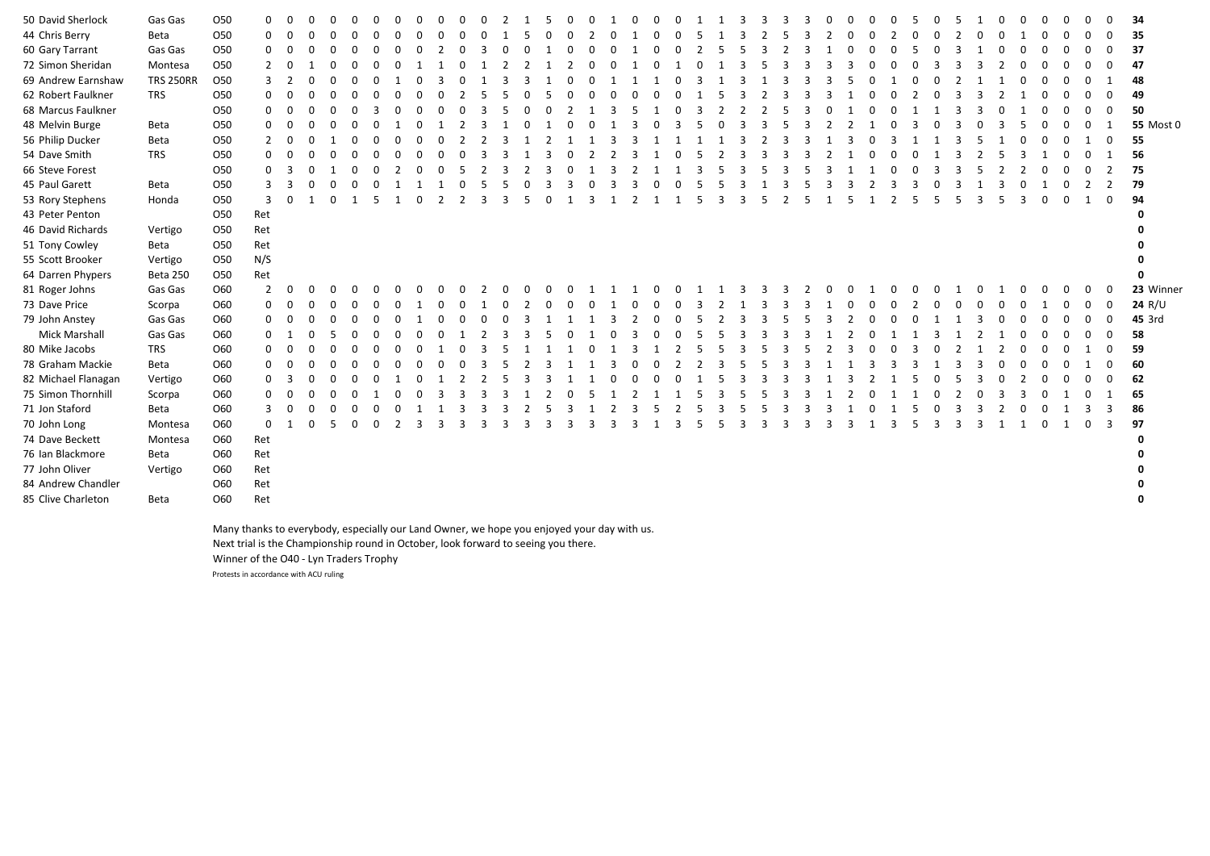| | | | | | | | | | | | | | | | | | | | | | | | | | | | | | | | | | | | | | | | | | | | | | |
|---|---|---|---|---|---|---|---|---|---|---|---|---|---|---|---|---|---|---|---|---|---|---|---|---|---|---|---|---|---|---|---|---|---|---|---|---|---|---|---|---|---|---|---|---|---|
| 50 David Sherlock | Gas Gas | O50 | 0 | 0 | 0 | 0 | 0 | 0 | 0 | 0 | 0 | 0 | 0 | 0 | 2 | 1 | 5 | 0 | 0 | 1 | 0 | 0 | 0 | 1 | 1 | 3 | 3 | 3 | 3 | 0 | 0 | 0 | 0 | 5 | 0 | 5 | 1 | 0 | 0 | 0 | 0 | 0 | 0 | **34** | |
| 44 Chris Berry | Beta | O50 | 0 | 0 | 0 | 0 | 0 | 0 | 0 | 0 | 0 | 0 | 0 | 0 | 1 | 5 | 0 | 0 | 2 | 0 | 1 | 0 | 0 | 5 | 1 | 3 | 2 | 5 | 3 | 2 | 0 | 0 | 2 | 0 | 0 | 2 | 0 | 0 | 1 | 0 | 0 | 0 | 0 | **35** | |
| 60 Gary Tarrant | Gas Gas | O50 | 0 | 0 | 0 | 0 | 0 | 0 | 0 | 0 | 0 | 2 | 0 | 3 | 0 | 0 | 1 | 0 | 0 | 0 | 1 | 0 | 0 | 2 | 5 | 5 | 3 | 2 | 3 | 1 | 0 | 0 | 0 | 5 | 0 | 3 | 1 | 0 | 0 | 0 | 0 | 0 | 0 | **37** | |
| 72 Simon Sheridan | Montesa | O50 | 2 | 0 | 1 | 0 | 0 | 0 | 0 | 1 | 1 | 0 | 1 | 2 | 2 | 1 | 2 | 0 | 0 | 1 | 0 | 1 | 0 | 1 | 3 | 5 | 3 | 3 | 3 | 3 | 0 | 0 | 0 | 3 | 3 | 3 | 2 | 0 | 0 | 0 | 0 | 0 | 0 | **47** | |
| 69 Andrew Earnshaw | TRS 250RR | O50 | 3 | 2 | 0 | 0 | 0 | 0 | 1 | 0 | 3 | 0 | 1 | 3 | 3 | 1 | 0 | 0 | 1 | 1 | 1 | 0 | 3 | 1 | 3 | 1 | 3 | 3 | 3 | 5 | 0 | 1 | 0 | 0 | 2 | 1 | 1 | 0 | 0 | 0 | 0 | 1 | | **48** | |
| 62 Robert Faulkner | TRS | O50 | 0 | 0 | 0 | 0 | 0 | 0 | 0 | 0 | 0 | 2 | 5 | 5 | 0 | 5 | 0 | 0 | 0 | 0 | 0 | 0 | 0 | 1 | 5 | 3 | 2 | 3 | 3 | 3 | 1 | 0 | 0 | 2 | 0 | 3 | 3 | 2 | 1 | 0 | 0 | 0 | 0 | **49** | |
| 68 Marcus Faulkner | | O50 | 0 | 0 | 0 | 0 | 0 | 3 | 0 | 0 | 0 | 0 | 0 | 3 | 5 | 0 | 0 | 2 | 1 | 3 | 5 | 1 | 0 | 3 | 2 | 2 | 2 | 5 | 3 | 0 | 1 | 0 | 0 | 1 | 1 | 3 | 3 | 0 | 1 | 0 | 0 | 0 | 0 | **50** | |
| 48 Melvin Burge | Beta | O50 | 0 | 0 | 0 | 0 | 0 | 0 | 1 | 0 | 1 | 2 | 3 | 1 | 0 | 1 | 0 | 0 | 1 | 3 | 0 | 3 | 5 | 0 | 3 | 3 | 5 | 3 | 2 | 2 | 1 | 0 | 3 | 0 | 3 | 0 | 3 | 5 | 0 | 0 | 0 | 1 | | **55** | Most 0 |
| 56 Philip Ducker | Beta | O50 | 2 | 0 | 0 | 1 | 0 | 0 | 0 | 0 | 0 | 2 | 2 | 3 | 1 | 2 | 1 | 1 | 3 | 3 | 1 | 1 | 1 | 1 | 1 | 3 | 2 | 3 | 3 | 1 | 3 | 0 | 3 | 1 | 1 | 3 | 5 | 1 | 0 | 0 | 0 | 1 | 0 | **55** | |
| 54 Dave Smith | TRS | O50 | 0 | 0 | 0 | 0 | 0 | 0 | 0 | 0 | 0 | 0 | 0 | 3 | 3 | 1 | 3 | 0 | 2 | 2 | 3 | 1 | 0 | 5 | 2 | 3 | 3 | 3 | 3 | 2 | 1 | 0 | 0 | 0 | 1 | 3 | 2 | 5 | 3 | 1 | 0 | 0 | 1 | **56** | |
| 66 Steve Forest | | O50 | 0 | 3 | 0 | 1 | 0 | 0 | 2 | 0 | 0 | 5 | 2 | 3 | 2 | 3 | 0 | 1 | 3 | 2 | 1 | 1 | 1 | 3 | 5 | 3 | 5 | 3 | 5 | 3 | 1 | 1 | 0 | 0 | 3 | 3 | 5 | 2 | 2 | 0 | 0 | 0 | 2 | **75** | |
| 45 Paul Garett | Beta | O50 | 3 | 3 | 0 | 0 | 0 | 0 | 1 | 1 | 1 | 0 | 5 | 5 | 0 | 3 | 3 | 0 | 3 | 3 | 0 | 0 | 5 | 5 | 3 | 1 | 3 | 5 | 3 | 3 | 2 | 3 | 3 | 0 | 3 | 1 | 3 | 0 | 1 | 0 | 2 | 2 | | **79** | |
| 53 Rory Stephens | Honda | O50 | 3 | 0 | 1 | 0 | 1 | 5 | 1 | 0 | 2 | 2 | 3 | 3 | 5 | 0 | 1 | 3 | 1 | 2 | 1 | 1 | 5 | 3 | 3 | 5 | 2 | 5 | 1 | 5 | 1 | 2 | 5 | 5 | 5 | 3 | 5 | 3 | 0 | 0 | 1 | 0 | | **94** | |
| 43 Peter Penton | | O50 | Ret | | | | | | | | | | | | | | | | | | | | | | | | | | | | | | | | | | | | | | | **0** | |
| 46 David Richards | Vertigo | O50 | Ret | | | | | | | | | | | | | | | | | | | | | | | | | | | | | | | | | | | | | | | **0** | |
| 51 Tony Cowley | Beta | O50 | Ret | | | | | | | | | | | | | | | | | | | | | | | | | | | | | | | | | | | | | | | **0** | |
| 55 Scott Brooker | Vertigo | O50 | N/S | | | | | | | | | | | | | | | | | | | | | | | | | | | | | | | | | | | | | | | **0** | |
| 64 Darren Phypers | Beta 250 | O50 | Ret | | | | | | | | | | | | | | | | | | | | | | | | | | | | | | | | | | | | | | | **0** | |
| 81 Roger Johns | Gas Gas | O60 | 2 | 0 | 0 | 0 | 0 | 0 | 0 | 0 | 0 | 0 | 0 | 0 | 2 | 0 | 0 | 0 | 0 | 1 | 1 | 1 | 0 | 0 | 1 | 1 | 3 | 3 | 3 | 2 | 0 | 0 | 1 | 0 | 0 | 0 | 1 | 0 | 1 | 0 | 0 | 0 | 0 | **23** | Winner |
| 73 Dave Price | Scorpa | O60 | 0 | 0 | 0 | 0 | 0 | 0 | 0 | 0 | 1 | 0 | 0 | 1 | 0 | 2 | 0 | 0 | 0 | 1 | 0 | 0 | 0 | 3 | 2 | 1 | 3 | 3 | 3 | 1 | 0 | 0 | 0 | 2 | 0 | 0 | 0 | 0 | 0 | 1 | 0 | 0 | 0 | **24** | R/U |
| 79 John Anstey | Gas Gas | O60 | 0 | 0 | 0 | 0 | 0 | 0 | 0 | 0 | 1 | 0 | 0 | 0 | 0 | 3 | 1 | 1 | 1 | 3 | 2 | 0 | 0 | 5 | 2 | 3 | 3 | 5 | 5 | 3 | 2 | 0 | 0 | 0 | 0 | 1 | 1 | 3 | 0 | 0 | 0 | 0 | 0 | **45** | 3rd |
| Mick Marshall | Gas Gas | O60 | 0 | 1 | 0 | 5 | 0 | 0 | 0 | 0 | 0 | 0 | 1 | 2 | 3 | 3 | 5 | 0 | 1 | 0 | 3 | 0 | 0 | 5 | 5 | 3 | 3 | 3 | 3 | 1 | 2 | 0 | 1 | 1 | 3 | 1 | 2 | 1 | 0 | 0 | 0 | 0 | 0 | **58** | |
| 80 Mike Jacobs | TRS | O60 | 0 | 0 | 0 | 0 | 0 | 0 | 0 | 0 | 0 | 1 | 0 | 3 | 5 | 1 | 1 | 1 | 0 | 1 | 3 | 1 | 2 | 5 | 5 | 3 | 5 | 3 | 5 | 2 | 3 | 0 | 0 | 3 | 0 | 2 | 1 | 2 | 0 | 0 | 0 | 1 | 0 | **59** | |
| 78 Graham Mackie | Beta | O60 | 0 | 0 | 0 | 0 | 0 | 0 | 0 | 0 | 0 | 0 | 0 | 3 | 5 | 2 | 3 | 1 | 1 | 3 | 0 | 0 | 2 | 2 | 3 | 5 | 5 | 3 | 3 | 1 | 1 | 3 | 3 | 3 | 1 | 3 | 3 | 0 | 0 | 0 | 0 | 1 | 0 | **60** | |
| 82 Michael Flanagan | Vertigo | O60 | 0 | 3 | 0 | 0 | 0 | 0 | 1 | 0 | 1 | 2 | 2 | 5 | 3 | 3 | 1 | 1 | 0 | 0 | 0 | 0 | 1 | 5 | 3 | 3 | 3 | 3 | 1 | 3 | 2 | 1 | 5 | 0 | 5 | 3 | 0 | 2 | 0 | 0 | 0 | 0 | 0 | **62** | |
| 75 Simon Thornhill | Scorpa | O60 | 0 | 0 | 0 | 0 | 0 | 1 | 0 | 0 | 3 | 3 | 3 | 3 | 1 | 2 | 0 | 5 | 1 | 2 | 1 | 1 | 5 | 3 | 5 | 5 | 3 | 3 | 1 | 2 | 0 | 1 | 1 | 0 | 2 | 0 | 3 | 3 | 0 | 1 | 0 | 1 | | **65** | |
| 71 Jon Staford | Beta | O60 | 3 | 0 | 0 | 0 | 0 | 0 | 0 | 1 | 1 | 3 | 3 | 3 | 2 | 5 | 3 | 1 | 2 | 3 | 5 | 2 | 5 | 3 | 5 | 5 | 3 | 3 | 3 | 1 | 0 | 1 | 5 | 0 | 3 | 3 | 2 | 0 | 0 | 1 | 3 | 3 | | **86** | |
| 70 John Long | Montesa | O60 | 0 | 1 | 0 | 5 | 0 | 0 | 2 | 3 | 3 | 3 | 3 | 3 | 3 | 3 | 3 | 3 | 3 | 3 | 1 | 3 | 5 | 5 | 3 | 3 | 3 | 3 | 3 | 3 | 1 | 3 | 5 | 3 | 3 | 3 | 1 | 1 | 0 | 1 | 0 | 3 | | **97** | |
| 74 Dave Beckett | Montesa | O60 | Ret | | | | | | | | | | | | | | | | | | | | | | | | | | | | | | | | | | | | | | | **0** | |
| 76 Ian Blackmore | Beta | O60 | Ret | | | | | | | | | | | | | | | | | | | | | | | | | | | | | | | | | | | | | | | **0** | |
| 77 John Oliver | Vertigo | O60 | Ret | | | | | | | | | | | | | | | | | | | | | | | | | | | | | | | | | | | | | | | **0** | |
| 84 Andrew Chandler | | O60 | Ret | | | | | | | | | | | | | | | | | | | | | | | | | | | | | | | | | | | | | | | **0** | |
| 85 Clive Charleton | Beta | O60 | Ret | | | | | | | | | | | | | | | | | | | | | | | | | | | | | | | | | | | | | | | **0** | |

Many thanks to everybody, especially our Land Owner, we hope you enjoyed your day with us.

Next trial is the Championship round in October, look forward to seeing you there.

Winner of the O40 - Lyn Traders Trophy

Protests in accordance with ACU ruling